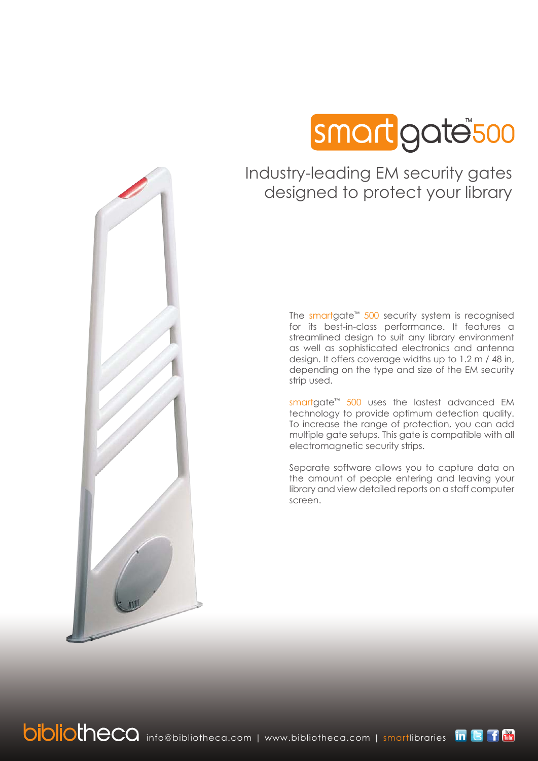# smartgate™ 500

## Industry-leading EM security gates designed to protect your library

The smartgate™ 500 security system is recognised for its best-in-class performance. It features a streamlined design to suit any library environment as well as sophisticated electronics and antenna design. It offers coverage widths up to 1.2 m / 48 in, depending on the type and size of the EM security strip used.

smartgate™ 500 uses the lastest advanced EM technology to provide optimum detection quality. To increase the range of protection, you can add multiple gate setups. This gate is compatible with all electromagnetic security strips.

Separate software allows you to capture data on the amount of people entering and leaving your library and view detailed reports on a staff computer screen.

bibliotheca info@bibliotheca.com | www.bibliotheca.com | smartlibraries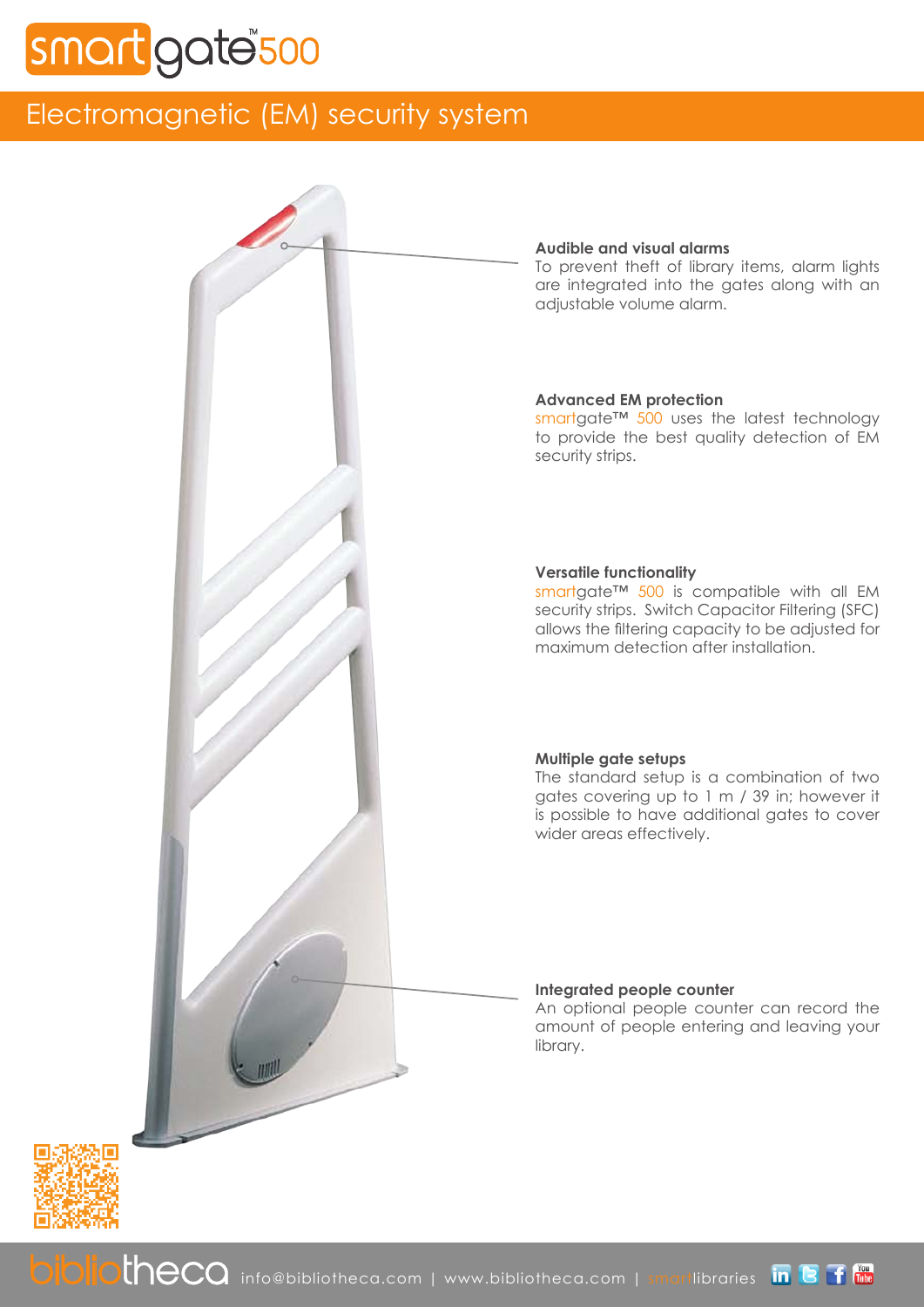# smartgate™ 500

## Electromagnetic (EM) security system

**Audible and visual alarms**
To prevent theft of library items, alarm lights are integrated into the gates along with an adjustable volume alarm.

**Advanced EM protection**
smartgate™ 500 uses the latest technology to provide the best quality detection of EM security strips.

**Versatile functionality**
smartgate™ 500 is compatible with all EM security strips. Switch Capacitor Filtering (SFC) allows the filtering capacity to be adjusted for maximum detection after installation.

**Multiple gate setups**
The standard setup is a combination of two gates covering up to 1 m / 39 in; however it is possible to have additional gates to cover wider areas effectively.

**Integrated people counter**
An optional people counter can record the amount of people entering and leaving your library.

bibliotheca info@bibliotheca.com | www.bibliotheca.com | smartlibraries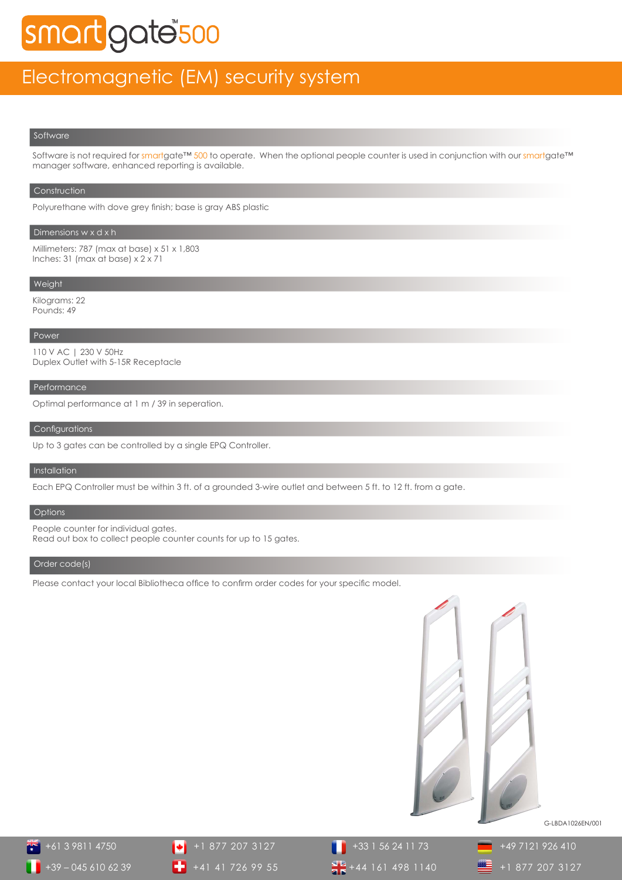# smartgate™ 500

## Electromagnetic (EM) security system

### Software

Software is not required for smartgate™ 500 to operate. When the optional people counter is used in conjunction with our smartgate™ manager software, enhanced reporting is available.

### Construction

Polyurethane with dove grey finish; base is gray ABS plastic

### Dimensions w x d x h

Millimeters: 787 (max at base) x 51 x 1,803
Inches: 31 (max at base) x 2 x 71

### Weight

Kilograms: 22
Pounds: 49

### Power

110 V AC | 230 V 50Hz
Duplex Outlet with 5-15R Receptacle

### Performance

Optimal performance at 1 m / 39 in seperation.

### Configurations

Up to 3 gates can be controlled by a single EPQ Controller.

### Installation

Each EPQ Controller must be within 3 ft. of a grounded 3-wire outlet and between 5 ft. to 12 ft. from a gate.

### Options

People counter for individual gates.
Read out box to collect people counter counts for up to 15 gates.

### Order code(s)

Please contact your local Bibliotheca office to confirm order codes for your specific model.

G-LBDA1026EN/001

+61 3 9811 4750 | +1 877 207 3127 | +33 1 56 24 11 73 | +49 7121 926 410
+39 – 045 610 62 39 | +41 41 726 99 55 | +44 161 498 1140 | +1 877 207 3127